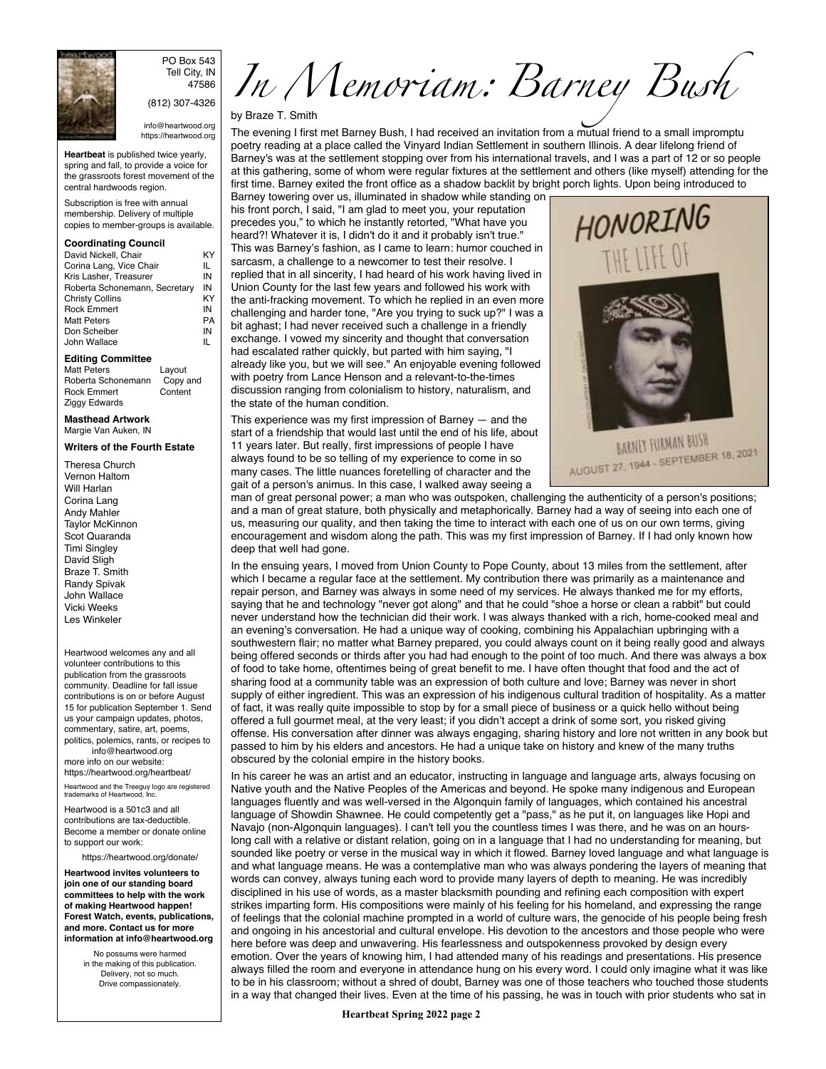PO Box 543
Tell City, IN
47586

(812) 307-4326

info@heartwood.org
https://heartwood.org

**Heartbeat** is published twice yearly, spring and fall, to provide a voice for the grassroots forest movement of the central hardwoods region.

Subscription is free with annual membership. Delivery of multiple copies to member-groups is available.

**Coordinating Council**

| | |
|---|---|
| David Nickell, Chair | KY |
| Corina Lang, Vice Chair | IL |
| Kris Lasher, Treasurer | IN |
| Roberta Schonemann, Secretary | IN |
| Christy Collins | KY |
| Rock Emmert | IN |
| Matt Peters | PA |
| Don Scheiber | IN |
| John Wallace | IL |

**Editing Committee**

| | |
|---|---|
| Matt Peters | Layout |
| Roberta Schonemann | Copy and |
| Rock Emmert | Content |
| Ziggy Edwards | |

**Masthead Artwork**
Margie Van Auken, IN

**Writers of the Fourth Estate**

Theresa Church
Vernon Haltom
Will Harlan
Corina Lang
Andy Mahler
Taylor McKinnon
Scot Quaranda
Timi Singley
David Sligh
Braze T. Smith
Randy Spivak
John Wallace
Vicki Weeks
Les Winkeler

Heartwood welcomes any and all volunteer contributions to this publication from the grassroots community. Deadline for fall issue contributions is on or before August 15 for publication September 1. Send us your campaign updates, photos, commentary, satire, art, poems, politics, polemics, rants, or recipes to info@heartwood.org
more info on our website:
https://heartwood.org/heartbeat/

Heartwood and the Treeguy logo are registered trademarks of Heartwood, Inc.

Heartwood is a 501c3 and all contributions are tax-deductible. Become a member or donate online to support our work:

https://heartwood.org/donate/

**Heartwood invites volunteers to join one of our standing board committees to help with the work of making Heartwood happen! Forest Watch, events, publications, and more. Contact us for more information at info@heartwood.org**

No possums were harmed in the making of this publication. Delivery, not so much. Drive compassionately.

# In Memoriam: Barney Bush

by Braze T. Smith

The evening I first met Barney Bush, I had received an invitation from a mutual friend to a small impromptu poetry reading at a place called the Vinyard Indian Settlement in southern Illinois. A dear lifelong friend of Barney's was at the settlement stopping over from his international travels, and I was a part of 12 or so people at this gathering, some of whom were regular fixtures at the settlement and others (like myself) attending for the first time. Barney exited the front office as a shadow backlit by bright porch lights. Upon being introduced to Barney towering over us, illuminated in shadow while standing on his front porch, I said, "I am glad to meet you, your reputation precedes you," to which he instantly retorted, "What have you heard?! Whatever it is, I didn't do it and it probably isn't true." This was Barney's fashion, as I came to learn: humor couched in sarcasm, a challenge to a newcomer to test their resolve. I replied that in all sincerity, I had heard of his work having lived in Union County for the last few years and followed his work with the anti-fracking movement. To which he replied in an even more challenging and harder tone, "Are you trying to suck up?" I was a bit aghast; I had never received such a challenge in a friendly exchange. I vowed my sincerity and thought that conversation had escalated rather quickly, but parted with him saying, "I already like you, but we will see." An enjoyable evening followed with poetry from Lance Henson and a relevant-to-the-times discussion ranging from colonialism to history, naturalism, and the state of the human condition.

HONORING THE LIFE OF
BARNEY FURMAN BUSH
AUGUST 27, 1944 - SEPTEMBER 18, 2021

This experience was my first impression of Barney — and the start of a friendship that would last until the end of his life, about 11 years later. But really, first impressions of people I have always found to be so telling of my experience to come in so many cases. The little nuances foretelling of character and the gait of a person's animus. In this case, I walked away seeing a man of great personal power; a man who was outspoken, challenging the authenticity of a person's positions; and a man of great stature, both physically and metaphorically. Barney had a way of seeing into each one of us, measuring our quality, and then taking the time to interact with each one of us on our own terms, giving encouragement and wisdom along the path. This was my first impression of Barney. If I had only known how deep that well had gone.

In the ensuing years, I moved from Union County to Pope County, about 13 miles from the settlement, after which I became a regular face at the settlement. My contribution there was primarily as a maintenance and repair person, and Barney was always in some need of my services. He always thanked me for my efforts, saying that he and technology "never got along" and that he could "shoe a horse or clean a rabbit" but could never understand how the technician did their work. I was always thanked with a rich, home-cooked meal and an evening's conversation. He had a unique way of cooking, combining his Appalachian upbringing with a southwestern flair; no matter what Barney prepared, you could always count on it being really good and always being offered seconds or thirds after you had had enough to the point of too much. And there was always a box of food to take home, oftentimes being of great benefit to me. I have often thought that food and the act of sharing food at a community table was an expression of both culture and love; Barney was never in short supply of either ingredient. This was an expression of his indigenous cultural tradition of hospitality. As a matter of fact, it was really quite impossible to stop by for a small piece of business or a quick hello without being offered a full gourmet meal, at the very least; if you didn't accept a drink of some sort, you risked giving offense. His conversation after dinner was always engaging, sharing history and lore not written in any book but passed to him by his elders and ancestors. He had a unique take on history and knew of the many truths obscured by the colonial empire in the history books.

In his career he was an artist and an educator, instructing in language and language arts, always focusing on Native youth and the Native Peoples of the Americas and beyond. He spoke many indigenous and European languages fluently and was well-versed in the Algonquin family of languages, which contained his ancestral language of Showdin Shawnee. He could competently get a "pass," as he put it, on languages like Hopi and Navajo (non-Algonquin languages). I can't tell you the countless times I was there, and he was on an hours-long call with a relative or distant relation, going on in a language that I had no understanding for meaning, but sounded like poetry or verse in the musical way in which it flowed. Barney loved language and what language is and what language means. He was a contemplative man who was always pondering the layers of meaning that words can convey, always tuning each word to provide many layers of depth to meaning. He was incredibly disciplined in his use of words, as a master blacksmith pounding and refining each composition with expert strikes imparting form. His compositions were mainly of his feeling for his homeland, and expressing the range of feelings that the colonial machine prompted in a world of culture wars, the genocide of his people being fresh and ongoing in his ancestorial and cultural envelope. His devotion to the ancestors and those people who were here before was deep and unwavering. His fearlessness and outspokenness provoked by design every emotion. Over the years of knowing him, I had attended many of his readings and presentations. His presence always filled the room and everyone in attendance hung on his every word. I could only imagine what it was like to be in his classroom; without a shred of doubt, Barney was one of those teachers who touched those students in a way that changed their lives. Even at the time of his passing, he was in touch with prior students who sat in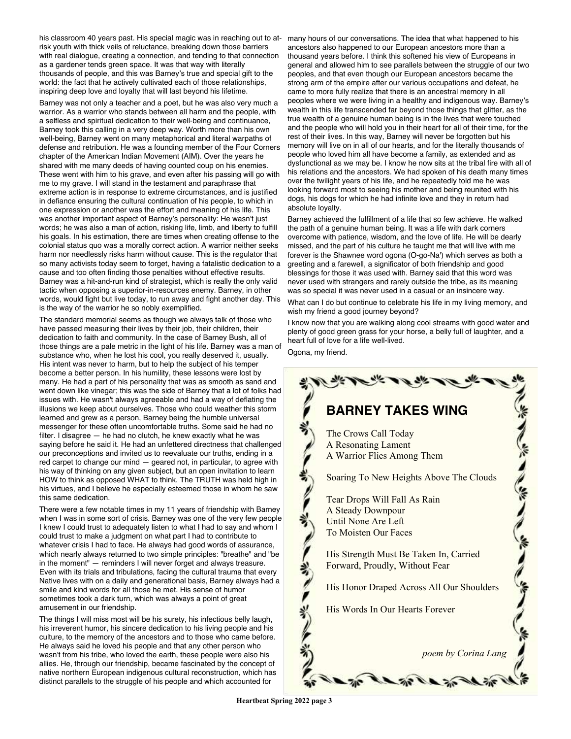his classroom 40 years past. His special magic was in reaching out to at-risk youth with thick veils of reluctance, breaking down those barriers with real dialogue, creating a connection, and tending to that connection as a gardener tends green space. It was that way with literally thousands of people, and this was Barney's true and special gift to the world: the fact that he actively cultivated each of those relationships, inspiring deep love and loyalty that will last beyond his lifetime.

Barney was not only a teacher and a poet, but he was also very much a warrior. As a warrior who stands between all harm and the people, with a selfless and spiritual dedication to their well-being and continuance, Barney took this calling in a very deep way. Worth more than his own well-being, Barney went on many metaphorical and literal warpaths of defense and retribution. He was a founding member of the Four Corners chapter of the American Indian Movement (AIM). Over the years he shared with me many deeds of having counted coup on his enemies. These went with him to his grave, and even after his passing will go with me to my grave. I will stand in the testament and paraphrase that extreme action is in response to extreme circumstances, and is justified in defiance ensuring the cultural continuation of his people, to which in one expression or another was the effort and meaning of his life. This was another important aspect of Barney's personality: He wasn't just words; he was also a man of action, risking life, limb, and liberty to fulfill his goals. In his estimation, there are times when creating offense to the colonial status quo was a morally correct action. A warrior neither seeks harm nor needlessly risks harm without cause. This is the regulator that so many activists today seem to forget, having a fatalistic dedication to a cause and too often finding those penalties without effective results. Barney was a hit-and-run kind of strategist, which is really the only valid tactic when opposing a superior-in-resources enemy. Barney, in other words, would fight but live today, to run away and fight another day. This is the way of the warrior he so nobly exemplified.

The standard memorial seems as though we always talk of those who have passed measuring their lives by their job, their children, their dedication to faith and community. In the case of Barney Bush, all of those things are a pale metric in the light of his life. Barney was a man of substance who, when he lost his cool, you really deserved it, usually. His intent was never to harm, but to help the subject of his temper become a better person. In his humility, these lessons were lost by many. He had a part of his personality that was as smooth as sand and went down like vinegar; this was the side of Barney that a lot of folks had issues with. He wasn't always agreeable and had a way of deflating the illusions we keep about ourselves. Those who could weather this storm learned and grew as a person, Barney being the humble universal messenger for these often uncomfortable truths. Some said he had no filter. I disagree — he had no clutch, he knew exactly what he was saying before he said it. He had an unfettered directness that challenged our preconceptions and invited us to reevaluate our truths, ending in a red carpet to change our mind — geared not, in particular, to agree with his way of thinking on any given subject, but an open invitation to learn HOW to think as opposed WHAT to think. The TRUTH was held high in his virtues, and I believe he especially esteemed those in whom he saw this same dedication.

There were a few notable times in my 11 years of friendship with Barney when I was in some sort of crisis. Barney was one of the very few people I knew I could trust to adequately listen to what I had to say and whom I could trust to make a judgment on what part I had to contribute to whatever crisis I had to face. He always had good words of assurance, which nearly always returned to two simple principles: "breathe" and "be in the moment" — reminders I will never forget and always treasure. Even with its trials and tribulations, facing the cultural trauma that every Native lives with on a daily and generational basis, Barney always had a smile and kind words for all those he met. His sense of humor sometimes took a dark turn, which was always a point of great amusement in our friendship.

The things I will miss most will be his surety, his infectious belly laugh, his irreverent humor, his sincere dedication to his living people and his culture, to the memory of the ancestors and to those who came before. He always said he loved his people and that any other person who wasn't from his tribe, who loved the earth, these people were also his allies. He, through our friendship, became fascinated by the concept of native northern European indigenous cultural reconstruction, which has distinct parallels to the struggle of his people and which accounted for many hours of our conversations. The idea that what happened to his ancestors also happened to our European ancestors more than a thousand years before. I think this softened his view of Europeans in general and allowed him to see parallels between the struggle of our two peoples, and that even though our European ancestors became the strong arm of the empire after our various occupations and defeat, he came to more fully realize that there is an ancestral memory in all peoples where we were living in a healthy and indigenous way. Barney's wealth in this life transcended far beyond those things that glitter, as the true wealth of a genuine human being is in the lives that were touched and the people who will hold you in their heart for all of their time, for the rest of their lives. In this way, Barney will never be forgotten but his memory will live on in all of our hearts, and for the literally thousands of people who loved him all have become a family, as extended and as dysfunctional as we may be. I know he now sits at the tribal fire with all of his relations and the ancestors. We had spoken of his death many times over the twilight years of his life, and he repeatedly told me he was looking forward most to seeing his mother and being reunited with his dogs, his dogs for which he had infinite love and they in return had absolute loyalty.

Barney achieved the fulfillment of a life that so few achieve. He walked the path of a genuine human being. It was a life with dark corners overcome with patience, wisdom, and the love of life. He will be dearly missed, and the part of his culture he taught me that will live with me forever is the Shawnee word ogona (O-go-Na') which serves as both a greeting and a farewell, a significator of both friendship and good blessings for those it was used with. Barney said that this word was never used with strangers and rarely outside the tribe, as its meaning was so special it was never used in a casual or an insincere way.

What can I do but continue to celebrate his life in my living memory, and wish my friend a good journey beyond?

I know now that you are walking along cool streams with good water and plenty of good green grass for your horse, a belly full of laughter, and a heart full of love for a life well-lived.

Ogona, my friend.

## BARNEY TAKES WING

The Crows Call Today  
A Resonating Lament  
A Warrior Flies Among Them

Soaring To New Heights Above The Clouds

Tear Drops Will Fall As Rain  
A Steady Downpour  
Until None Are Left  
To Moisten Our Faces

His Strength Must Be Taken In, Carried  
Forward, Proudly, Without Fear

His Honor Draped Across All Our Shoulders

His Words In Our Hearts Forever

*poem by Corina Lang*